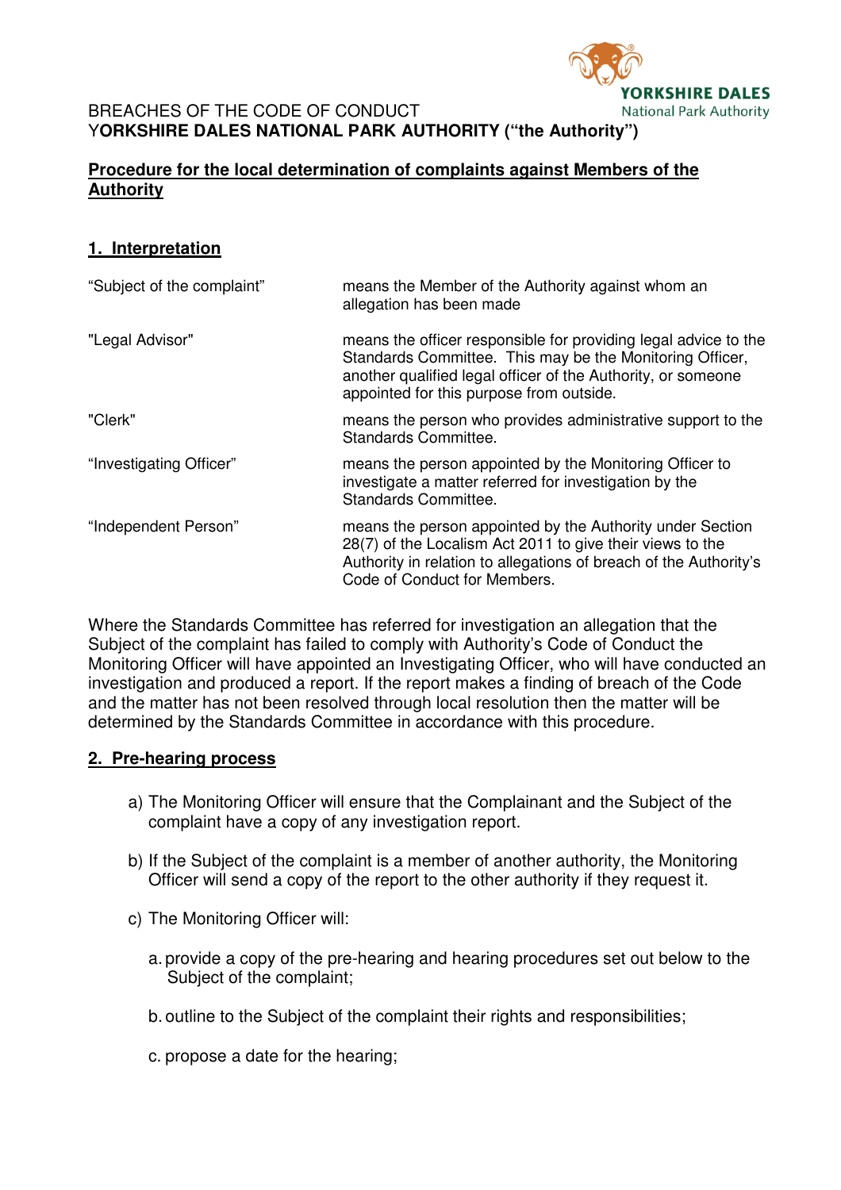BREACHES OF THE CODE OF CONDUCT
**YORKSHIRE DALES NATIONAL PARK AUTHORITY ("the Authority")**

## Procedure for the local determination of complaints against Members of the Authority

### 1. Interpretation

| | |
|---|---|
| "Subject of the complaint" | means the Member of the Authority against whom an allegation has been made |
| "Legal Advisor" | means the officer responsible for providing legal advice to the Standards Committee. This may be the Monitoring Officer, another qualified legal officer of the Authority, or someone appointed for this purpose from outside. |
| "Clerk" | means the person who provides administrative support to the Standards Committee. |
| "Investigating Officer" | means the person appointed by the Monitoring Officer to investigate a matter referred for investigation by the Standards Committee. |
| "Independent Person" | means the person appointed by the Authority under Section 28(7) of the Localism Act 2011 to give their views to the Authority in relation to allegations of breach of the Authority's Code of Conduct for Members. |

Where the Standards Committee has referred for investigation an allegation that the Subject of the complaint has failed to comply with Authority's Code of Conduct the Monitoring Officer will have appointed an Investigating Officer, who will have conducted an investigation and produced a report. If the report makes a finding of breach of the Code and the matter has not been resolved through local resolution then the matter will be determined by the Standards Committee in accordance with this procedure.

### 2. Pre-hearing process

a) The Monitoring Officer will ensure that the Complainant and the Subject of the complaint have a copy of any investigation report.

b) If the Subject of the complaint is a member of another authority, the Monitoring Officer will send a copy of the report to the other authority if they request it.

c) The Monitoring Officer will:

   a. provide a copy of the pre-hearing and hearing procedures set out below to the Subject of the complaint;

   b. outline to the Subject of the complaint their rights and responsibilities;

   c. propose a date for the hearing;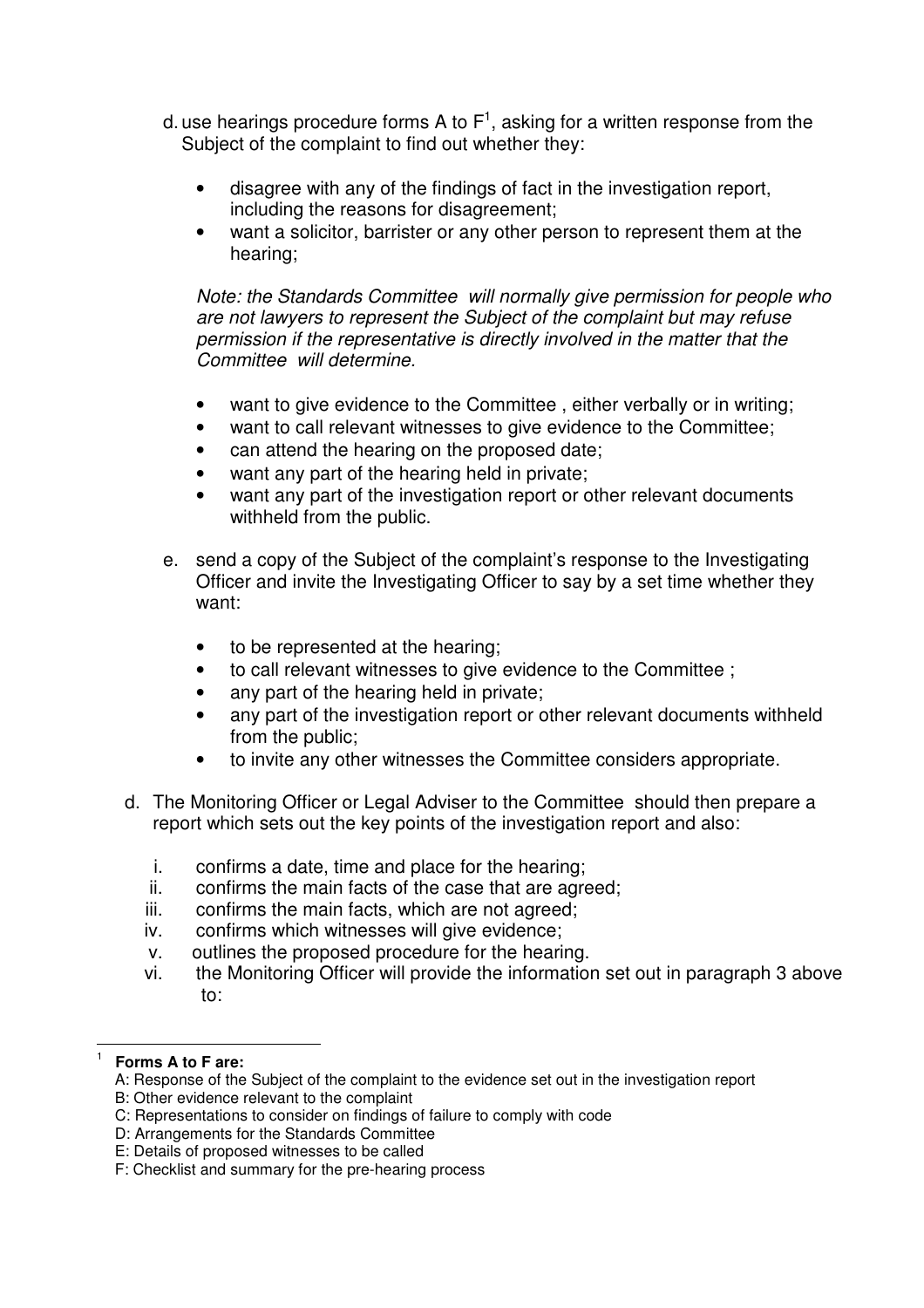d. use hearings procedure forms A to F[1], asking for a written response from the Subject of the complaint to find out whether they:

- disagree with any of the findings of fact in the investigation report, including the reasons for disagreement;
- want a solicitor, barrister or any other person to represent them at the hearing;

*Note: the Standards Committee will normally give permission for people who are not lawyers to represent the Subject of the complaint but may refuse permission if the representative is directly involved in the matter that the Committee will determine.*

- want to give evidence to the Committee , either verbally or in writing;
- want to call relevant witnesses to give evidence to the Committee;
- can attend the hearing on the proposed date;
- want any part of the hearing held in private;
- want any part of the investigation report or other relevant documents withheld from the public.

e. send a copy of the Subject of the complaint's response to the Investigating Officer and invite the Investigating Officer to say by a set time whether they want:

- to be represented at the hearing;
- to call relevant witnesses to give evidence to the Committee ;
- any part of the hearing held in private;
- any part of the investigation report or other relevant documents withheld from the public;
- to invite any other witnesses the Committee considers appropriate.

d. The Monitoring Officer or Legal Adviser to the Committee should then prepare a report which sets out the key points of the investigation report and also:

i. confirms a date, time and place for the hearing;
ii. confirms the main facts of the case that are agreed;
iii. confirms the main facts, which are not agreed;
iv. confirms which witnesses will give evidence;
v. outlines the proposed procedure for the hearing.
vi. the Monitoring Officer will provide the information set out in paragraph 3 above to:

---

[1] **Forms A to F are:**
A: Response of the Subject of the complaint to the evidence set out in the investigation report
B: Other evidence relevant to the complaint
C: Representations to consider on findings of failure to comply with code
D: Arrangements for the Standards Committee
E: Details of proposed witnesses to be called
F: Checklist and summary for the pre-hearing process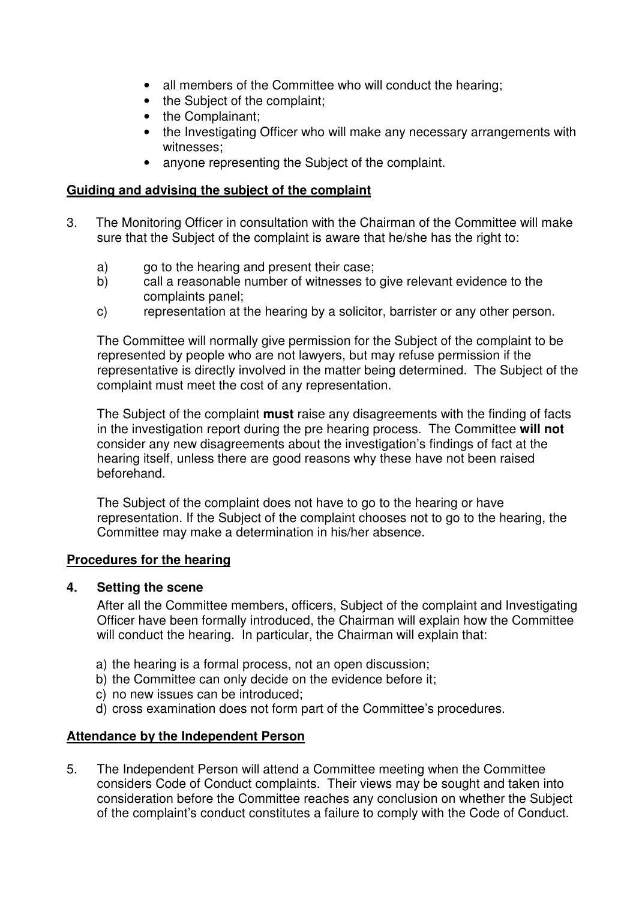- all members of the Committee who will conduct the hearing;
- the Subject of the complaint;
- the Complainant;
- the Investigating Officer who will make any necessary arrangements with witnesses;
- anyone representing the Subject of the complaint.

**Guiding and advising the subject of the complaint**

3. The Monitoring Officer in consultation with the Chairman of the Committee will make sure that the Subject of the complaint is aware that he/she has the right to:

   a) go to the hearing and present their case;
   b) call a reasonable number of witnesses to give relevant evidence to the complaints panel;
   c) representation at the hearing by a solicitor, barrister or any other person.

   The Committee will normally give permission for the Subject of the complaint to be represented by people who are not lawyers, but may refuse permission if the representative is directly involved in the matter being determined. The Subject of the complaint must meet the cost of any representation.

   The Subject of the complaint **must** raise any disagreements with the finding of facts in the investigation report during the pre hearing process. The Committee **will not** consider any new disagreements about the investigation's findings of fact at the hearing itself, unless there are good reasons why these have not been raised beforehand.

   The Subject of the complaint does not have to go to the hearing or have representation. If the Subject of the complaint chooses not to go to the hearing, the Committee may make a determination in his/her absence.

**Procedures for the hearing**

**4. Setting the scene**

After all the Committee members, officers, Subject of the complaint and Investigating Officer have been formally introduced, the Chairman will explain how the Committee will conduct the hearing. In particular, the Chairman will explain that:

a) the hearing is a formal process, not an open discussion;
b) the Committee can only decide on the evidence before it;
c) no new issues can be introduced;
d) cross examination does not form part of the Committee's procedures.

**Attendance by the Independent Person**

5. The Independent Person will attend a Committee meeting when the Committee considers Code of Conduct complaints. Their views may be sought and taken into consideration before the Committee reaches any conclusion on whether the Subject of the complaint's conduct constitutes a failure to comply with the Code of Conduct.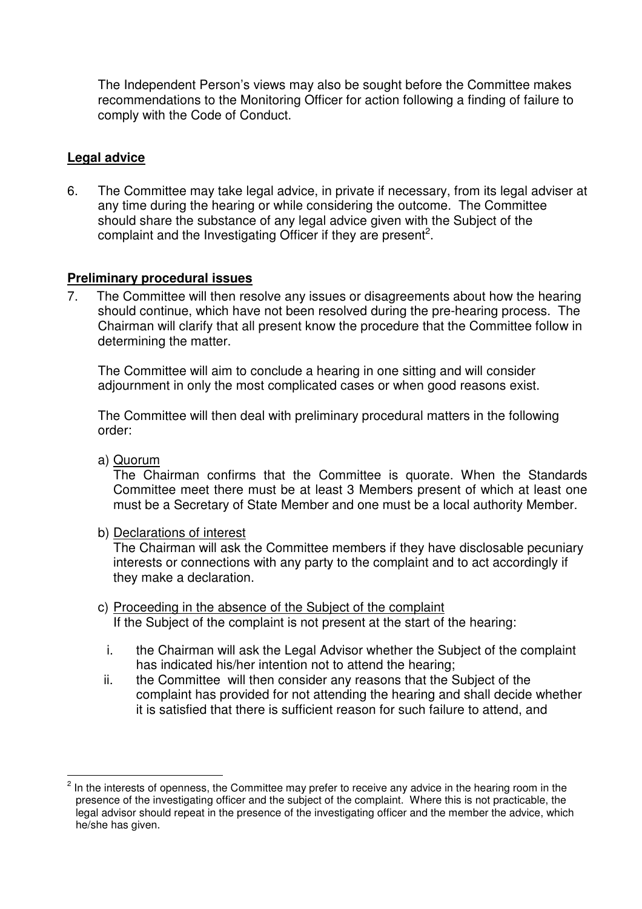The Independent Person's views may also be sought before the Committee makes recommendations to the Monitoring Officer for action following a finding of failure to comply with the Code of Conduct.

**Legal advice**

6. The Committee may take legal advice, in private if necessary, from its legal adviser at any time during the hearing or while considering the outcome. The Committee should share the substance of any legal advice given with the Subject of the complaint and the Investigating Officer if they are present[2].

**Preliminary procedural issues**

7. The Committee will then resolve any issues or disagreements about how the hearing should continue, which have not been resolved during the pre-hearing process. The Chairman will clarify that all present know the procedure that the Committee follow in determining the matter.

   The Committee will aim to conclude a hearing in one sitting and will consider adjournment in only the most complicated cases or when good reasons exist.

   The Committee will then deal with preliminary procedural matters in the following order:

   a) Quorum
   The Chairman confirms that the Committee is quorate. When the Standards Committee meet there must be at least 3 Members present of which at least one must be a Secretary of State Member and one must be a local authority Member.

   b) Declarations of interest
   The Chairman will ask the Committee members if they have disclosable pecuniary interests or connections with any party to the complaint and to act accordingly if they make a declaration.

   c) Proceeding in the absence of the Subject of the complaint
   If the Subject of the complaint is not present at the start of the hearing:

      i. the Chairman will ask the Legal Advisor whether the Subject of the complaint has indicated his/her intention not to attend the hearing;
      ii. the Committee will then consider any reasons that the Subject of the complaint has provided for not attending the hearing and shall decide whether it is satisfied that there is sufficient reason for such failure to attend, and

---

[2] In the interests of openness, the Committee may prefer to receive any advice in the hearing room in the presence of the investigating officer and the subject of the complaint. Where this is not practicable, the legal advisor should repeat in the presence of the investigating officer and the member the advice, which he/she has given.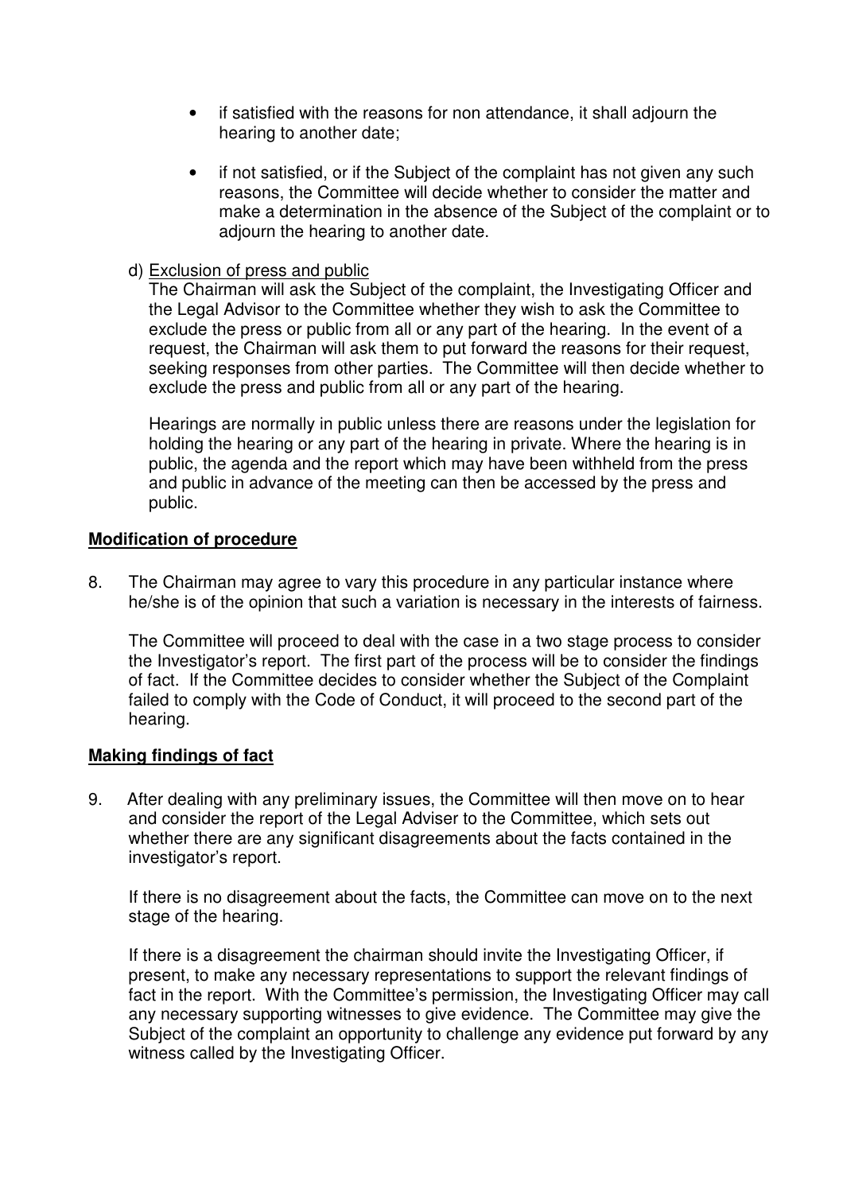- if satisfied with the reasons for non attendance, it shall adjourn the hearing to another date;
- if not satisfied, or if the Subject of the complaint has not given any such reasons, the Committee will decide whether to consider the matter and make a determination in the absence of the Subject of the complaint or to adjourn the hearing to another date.

d) Exclusion of press and public

The Chairman will ask the Subject of the complaint, the Investigating Officer and the Legal Advisor to the Committee whether they wish to ask the Committee to exclude the press or public from all or any part of the hearing. In the event of a request, the Chairman will ask them to put forward the reasons for their request, seeking responses from other parties. The Committee will then decide whether to exclude the press and public from all or any part of the hearing.

Hearings are normally in public unless there are reasons under the legislation for holding the hearing or any part of the hearing in private. Where the hearing is in public, the agenda and the report which may have been withheld from the press and public in advance of the meeting can then be accessed by the press and public.

**Modification of procedure**

8. The Chairman may agree to vary this procedure in any particular instance where he/she is of the opinion that such a variation is necessary in the interests of fairness.

   The Committee will proceed to deal with the case in a two stage process to consider the Investigator's report. The first part of the process will be to consider the findings of fact. If the Committee decides to consider whether the Subject of the Complaint failed to comply with the Code of Conduct, it will proceed to the second part of the hearing.

**Making findings of fact**

9. After dealing with any preliminary issues, the Committee will then move on to hear and consider the report of the Legal Adviser to the Committee, which sets out whether there are any significant disagreements about the facts contained in the investigator's report.

   If there is no disagreement about the facts, the Committee can move on to the next stage of the hearing.

   If there is a disagreement the chairman should invite the Investigating Officer, if present, to make any necessary representations to support the relevant findings of fact in the report. With the Committee's permission, the Investigating Officer may call any necessary supporting witnesses to give evidence. The Committee may give the Subject of the complaint an opportunity to challenge any evidence put forward by any witness called by the Investigating Officer.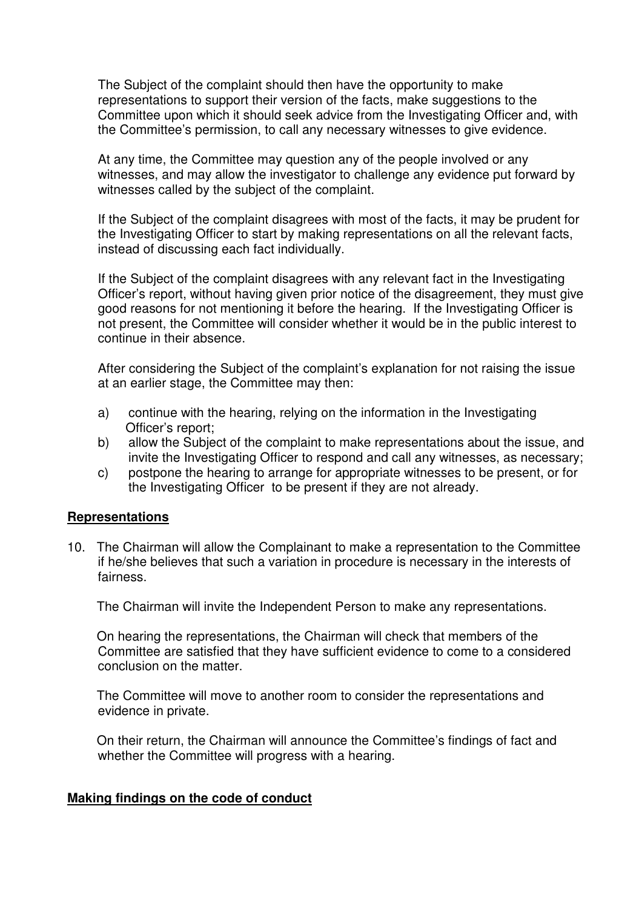The Subject of the complaint should then have the opportunity to make representations to support their version of the facts, make suggestions to the Committee upon which it should seek advice from the Investigating Officer and, with the Committee's permission, to call any necessary witnesses to give evidence.

At any time, the Committee may question any of the people involved or any witnesses, and may allow the investigator to challenge any evidence put forward by witnesses called by the subject of the complaint.

If the Subject of the complaint disagrees with most of the facts, it may be prudent for the Investigating Officer to start by making representations on all the relevant facts, instead of discussing each fact individually.

If the Subject of the complaint disagrees with any relevant fact in the Investigating Officer's report, without having given prior notice of the disagreement, they must give good reasons for not mentioning it before the hearing. If the Investigating Officer is not present, the Committee will consider whether it would be in the public interest to continue in their absence.

After considering the Subject of the complaint's explanation for not raising the issue at an earlier stage, the Committee may then:

a) continue with the hearing, relying on the information in the Investigating Officer's report;
b) allow the Subject of the complaint to make representations about the issue, and invite the Investigating Officer to respond and call any witnesses, as necessary;
c) postpone the hearing to arrange for appropriate witnesses to be present, or for the Investigating Officer to be present if they are not already.

**Representations**

10. The Chairman will allow the Complainant to make a representation to the Committee if he/she believes that such a variation in procedure is necessary in the interests of fairness.

    The Chairman will invite the Independent Person to make any representations.

    On hearing the representations, the Chairman will check that members of the Committee are satisfied that they have sufficient evidence to come to a considered conclusion on the matter.

    The Committee will move to another room to consider the representations and evidence in private.

    On their return, the Chairman will announce the Committee's findings of fact and whether the Committee will progress with a hearing.

**Making findings on the code of conduct**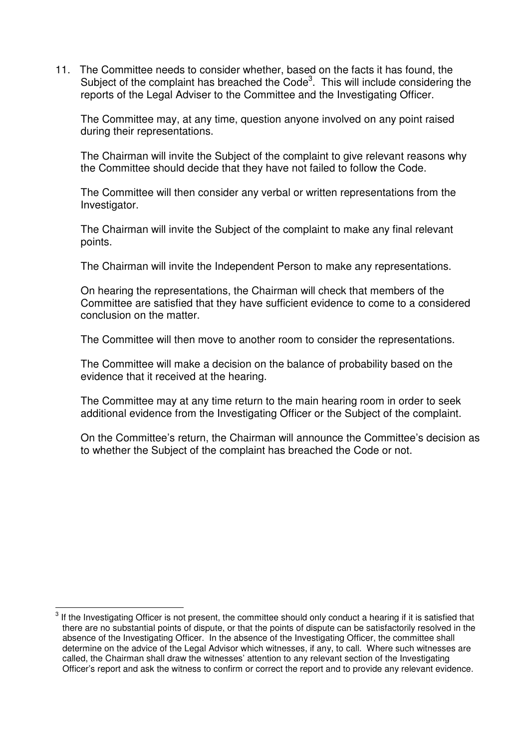11. The Committee needs to consider whether, based on the facts it has found, the Subject of the complaint has breached the Code[3]. This will include considering the reports of the Legal Adviser to the Committee and the Investigating Officer.

    The Committee may, at any time, question anyone involved on any point raised during their representations.

    The Chairman will invite the Subject of the complaint to give relevant reasons why the Committee should decide that they have not failed to follow the Code.

    The Committee will then consider any verbal or written representations from the Investigator.

    The Chairman will invite the Subject of the complaint to make any final relevant points.

    The Chairman will invite the Independent Person to make any representations.

    On hearing the representations, the Chairman will check that members of the Committee are satisfied that they have sufficient evidence to come to a considered conclusion on the matter.

    The Committee will then move to another room to consider the representations.

    The Committee will make a decision on the balance of probability based on the evidence that it received at the hearing.

    The Committee may at any time return to the main hearing room in order to seek additional evidence from the Investigating Officer or the Subject of the complaint.

    On the Committee's return, the Chairman will announce the Committee's decision as to whether the Subject of the complaint has breached the Code or not.

---

[3] If the Investigating Officer is not present, the committee should only conduct a hearing if it is satisfied that there are no substantial points of dispute, or that the points of dispute can be satisfactorily resolved in the absence of the Investigating Officer. In the absence of the Investigating Officer, the committee shall determine on the advice of the Legal Advisor which witnesses, if any, to call. Where such witnesses are called, the Chairman shall draw the witnesses' attention to any relevant section of the Investigating Officer's report and ask the witness to confirm or correct the report and to provide any relevant evidence.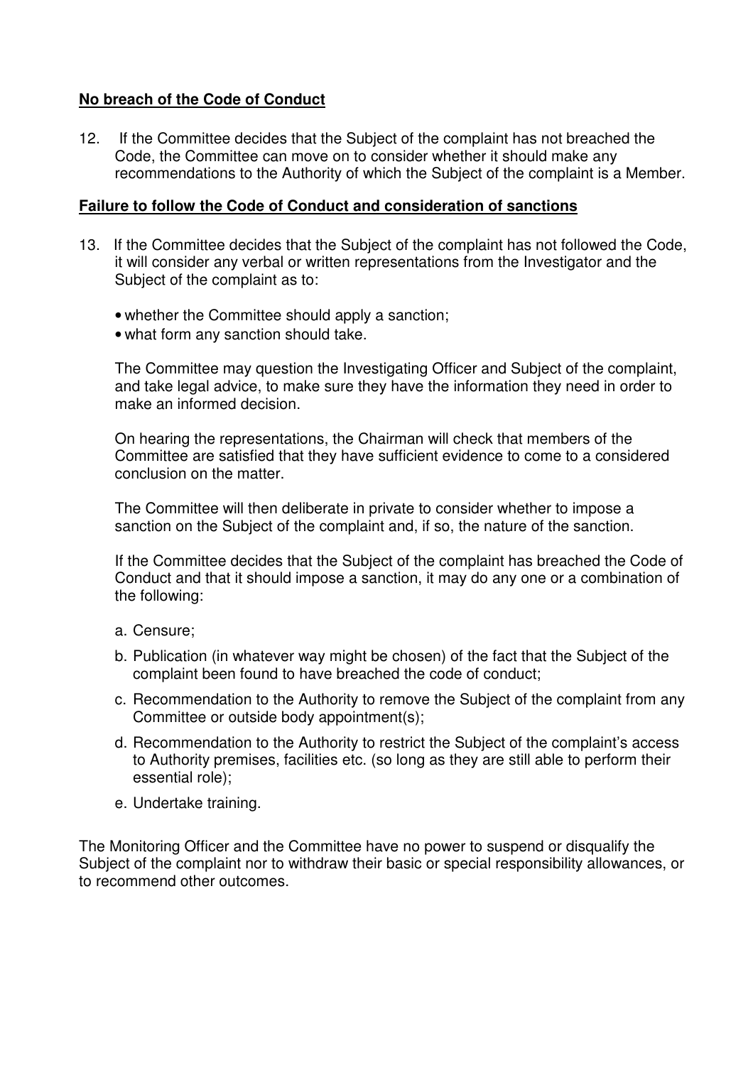**No breach of the Code of Conduct**

12. If the Committee decides that the Subject of the complaint has not breached the Code, the Committee can move on to consider whether it should make any recommendations to the Authority of which the Subject of the complaint is a Member.

**Failure to follow the Code of Conduct and consideration of sanctions**

13. If the Committee decides that the Subject of the complaint has not followed the Code, it will consider any verbal or written representations from the Investigator and the Subject of the complaint as to:

    - whether the Committee should apply a sanction;
    - what form any sanction should take.

    The Committee may question the Investigating Officer and Subject of the complaint, and take legal advice, to make sure they have the information they need in order to make an informed decision.

    On hearing the representations, the Chairman will check that members of the Committee are satisfied that they have sufficient evidence to come to a considered conclusion on the matter.

    The Committee will then deliberate in private to consider whether to impose a sanction on the Subject of the complaint and, if so, the nature of the sanction.

    If the Committee decides that the Subject of the complaint has breached the Code of Conduct and that it should impose a sanction, it may do any one or a combination of the following:

    a. Censure;
    b. Publication (in whatever way might be chosen) of the fact that the Subject of the complaint been found to have breached the code of conduct;
    c. Recommendation to the Authority to remove the Subject of the complaint from any Committee or outside body appointment(s);
    d. Recommendation to the Authority to restrict the Subject of the complaint's access to Authority premises, facilities etc. (so long as they are still able to perform their essential role);
    e. Undertake training.

The Monitoring Officer and the Committee have no power to suspend or disqualify the Subject of the complaint nor to withdraw their basic or special responsibility allowances, or to recommend other outcomes.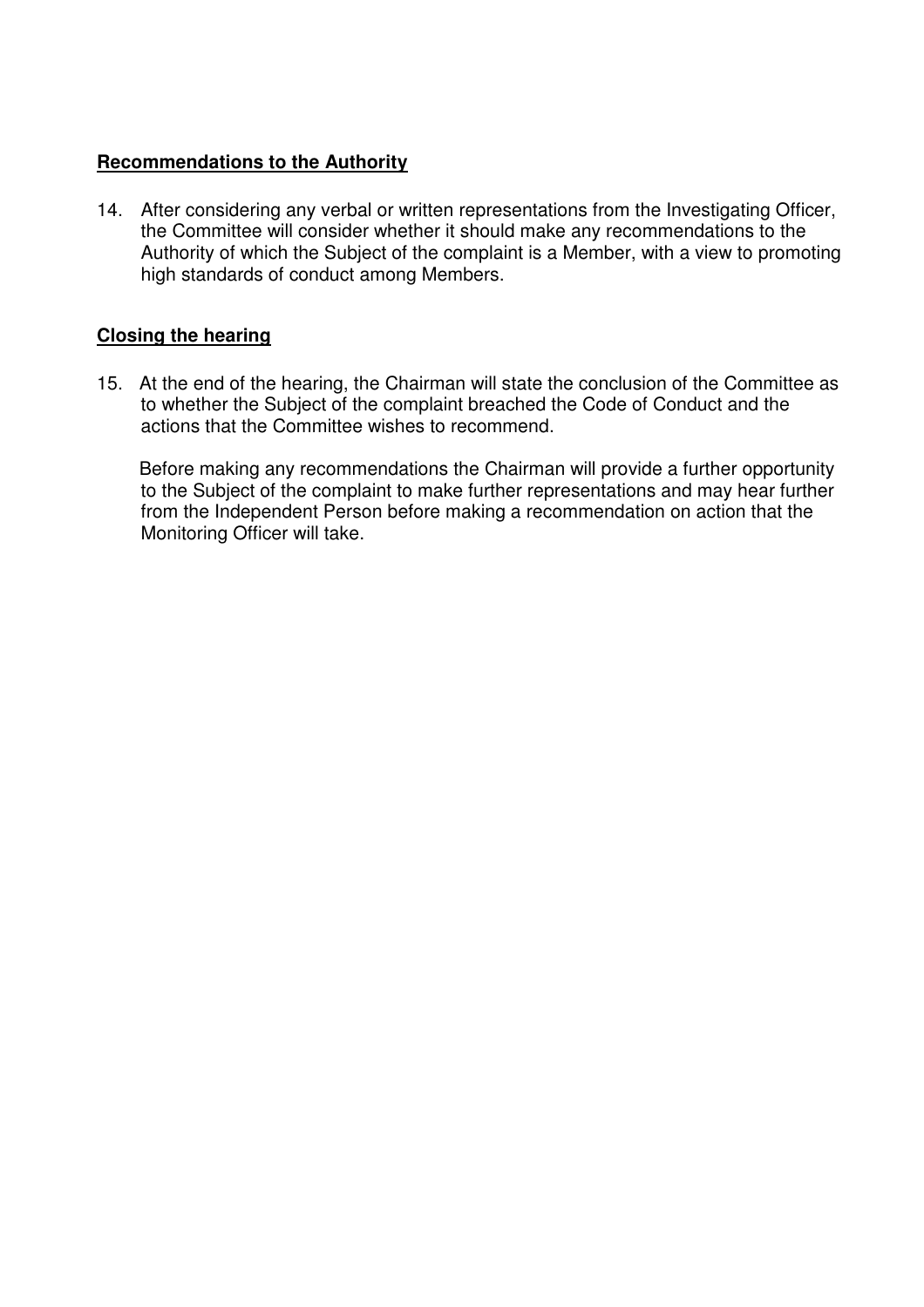**Recommendations to the Authority**

14. After considering any verbal or written representations from the Investigating Officer, the Committee will consider whether it should make any recommendations to the Authority of which the Subject of the complaint is a Member, with a view to promoting high standards of conduct among Members.

**Closing the hearing**

15. At the end of the hearing, the Chairman will state the conclusion of the Committee as to whether the Subject of the complaint breached the Code of Conduct and the actions that the Committee wishes to recommend.

    Before making any recommendations the Chairman will provide a further opportunity to the Subject of the complaint to make further representations and may hear further from the Independent Person before making a recommendation on action that the Monitoring Officer will take.